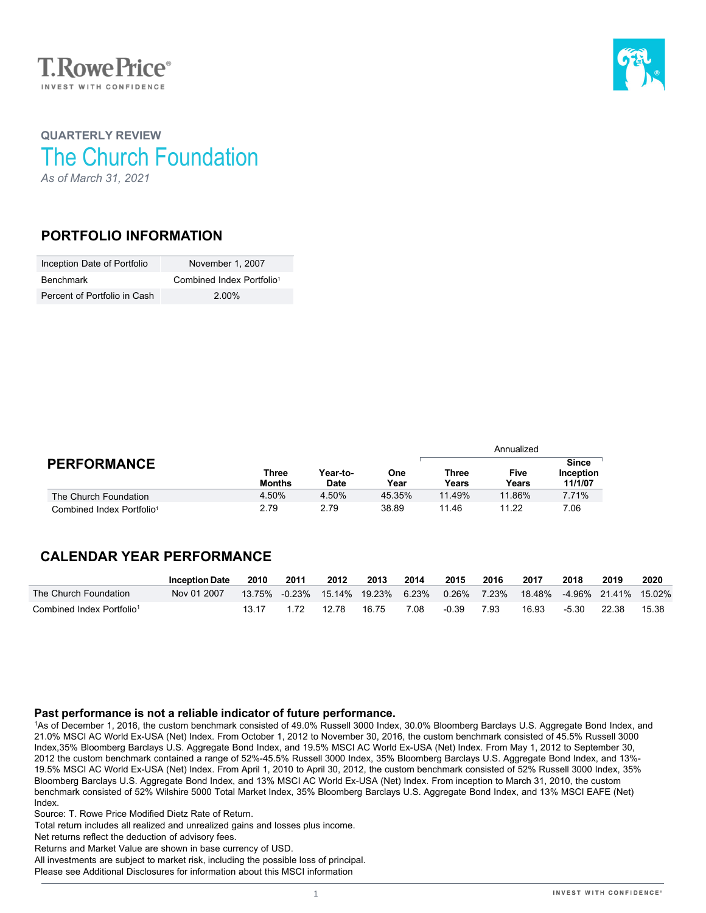QUARTERLY REVIEW

# The Church Foundation

*As of March 31, 2021*

## PORTFOLIO INFORMATION

| | |
|---|---|
| Inception Date of Portfolio | November 1, 2007 |
| Benchmark | Combined Index Portfolio[1] |
| Percent of Portfolio in Cash | 2.00% |

## PERFORMANCE

| | | | | Annualized | | |
|---|---|---|---|---|---|---|
| | **Three Months** | **Year-to-Date** | **One Year** | **Three Years** | **Five Years** | **Since Inception 11/1/07** |
| The Church Foundation | 4.50% | 4.50% | 45.35% | 11.49% | 11.86% | 7.71% |
| Combined Index Portfolio[1] | 2.79 | 2.79 | 38.89 | 11.46 | 11.22 | 7.06 |

## CALENDAR YEAR PERFORMANCE

| | Inception Date | 2010 | 2011 | 2012 | 2013 | 2014 | 2015 | 2016 | 2017 | 2018 | 2019 | 2020 |
|---|---|---|---|---|---|---|---|---|---|---|---|---|
| The Church Foundation | Nov 01 2007 | 13.75% | -0.23% | 15.14% | 19.23% | 6.23% | 0.26% | 7.23% | 18.48% | -4.96% | 21.41% | 15.02% |
| Combined Index Portfolio[1] | | 13.17 | 1.72 | 12.78 | 16.75 | 7.08 | -0.39 | 7.93 | 16.93 | -5.30 | 22.38 | 15.38 |

**Past performance is not a reliable indicator of future performance.**

[1]As of December 1, 2016, the custom benchmark consisted of 49.0% Russell 3000 Index, 30.0% Bloomberg Barclays U.S. Aggregate Bond Index, and 21.0% MSCI AC World Ex-USA (Net) Index. From October 1, 2012 to November 30, 2016, the custom benchmark consisted of 45.5% Russell 3000 Index,35% Bloomberg Barclays U.S. Aggregate Bond Index, and 19.5% MSCI AC World Ex-USA (Net) Index. From May 1, 2012 to September 30, 2012 the custom benchmark contained a range of 52%-45.5% Russell 3000 Index, 35% Bloomberg Barclays U.S. Aggregate Bond Index, and 13%-19.5% MSCI AC World Ex-USA (Net) Index. From April 1, 2010 to April 30, 2012, the custom benchmark consisted of 52% Russell 3000 Index, 35% Bloomberg Barclays U.S. Aggregate Bond Index, and 13% MSCI AC World Ex-USA (Net) Index. From inception to March 31, 2010, the custom benchmark consisted of 52% Wilshire 5000 Total Market Index, 35% Bloomberg Barclays U.S. Aggregate Bond Index, and 13% MSCI EAFE (Net) Index.

Source: T. Rowe Price Modified Dietz Rate of Return.

Total return includes all realized and unrealized gains and losses plus income.

Net returns reflect the deduction of advisory fees.

Returns and Market Value are shown in base currency of USD.

All investments are subject to market risk, including the possible loss of principal.

Please see Additional Disclosures for information about this MSCI information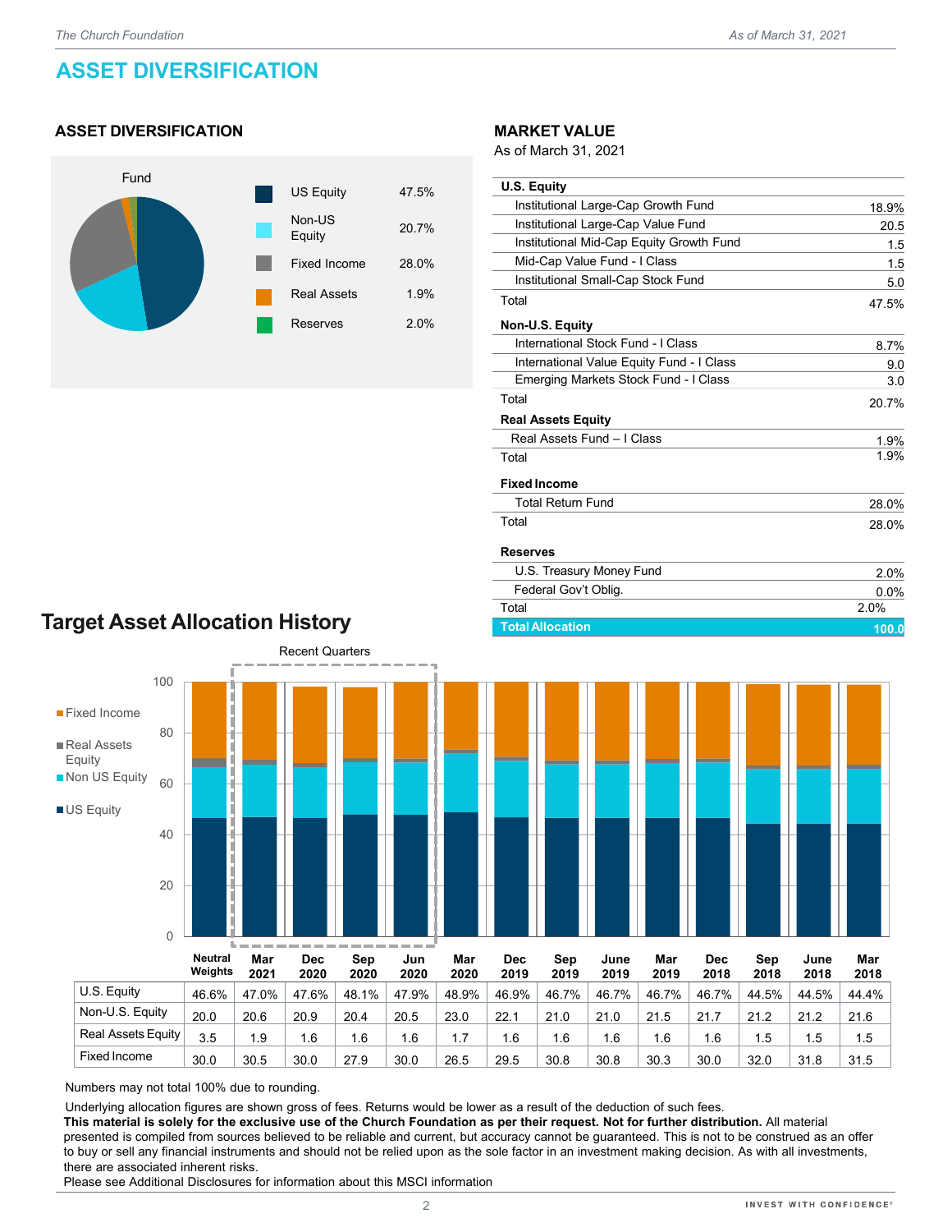# ASSET DIVERSIFICATION

## ASSET DIVERSIFICATION

Fund

| | |
|---|---|
| US Equity | 47.5% |
| Non-US Equity | 20.7% |
| Fixed Income | 28.0% |
| Real Assets | 1.9% |
| Reserves | 2.0% |

## MARKET VALUE

As of March 31, 2021

| | |
|---|---|
| **U.S. Equity** | |
| Institutional Large-Cap Growth Fund | 18.9% |
| Institutional Large-Cap Value Fund | 20.5 |
| Institutional Mid-Cap Equity Growth Fund | 1.5 |
| Mid-Cap Value Fund - I Class | 1.5 |
| Institutional Small-Cap Stock Fund | 5.0 |
| Total | 47.5% |
| **Non-U.S. Equity** | |
| International Stock Fund - I Class | 8.7% |
| International Value Equity Fund - I Class | 9.0 |
| Emerging Markets Stock Fund - I Class | 3.0 |
| Total | 20.7% |
| **Real Assets Equity** | |
| Real Assets Fund – I Class | 1.9% |
| Total | 1.9% |
| **Fixed Income** | |
| Total Return Fund | 28.0% |
| Total | 28.0% |
| **Reserves** | |
| U.S. Treasury Money Fund | 2.0% |
| Federal Gov't Oblig. | 0.0% |
| Total | 2.0% |
| **Total Allocation** | **100.0** |

## Target Asset Allocation History

Recent Quarters

| | Neutral Weights | Mar 2021 | Dec 2020 | Sep 2020 | Jun 2020 | Mar 2020 | Dec 2019 | Sep 2019 | June 2019 | Mar 2019 | Dec 2018 | Sep 2018 | June 2018 | Mar 2018 |
|---|---|---|---|---|---|---|---|---|---|---|---|---|---|---|
| U.S. Equity | 46.6% | 47.0% | 47.6% | 48.1% | 47.9% | 48.9% | 46.9% | 46.7% | 46.7% | 46.7% | 46.7% | 44.5% | 44.5% | 44.4% |
| Non-U.S. Equity | 20.0 | 20.6 | 20.9 | 20.4 | 20.5 | 23.0 | 22.1 | 21.0 | 21.0 | 21.5 | 21.7 | 21.2 | 21.2 | 21.6 |
| Real Assets Equity | 3.5 | 1.9 | 1.6 | 1.6 | 1.6 | 1.7 | 1.6 | 1.6 | 1.6 | 1.6 | 1.6 | 1.5 | 1.5 | 1.5 |
| Fixed Income | 30.0 | 30.5 | 30.0 | 27.9 | 30.0 | 26.5 | 29.5 | 30.8 | 30.8 | 30.3 | 30.0 | 32.0 | 31.8 | 31.5 |

Numbers may not total 100% due to rounding.

Underlying allocation figures are shown gross of fees. Returns would be lower as a result of the deduction of such fees.

**This material is solely for the exclusive use of the Church Foundation as per their request. Not for further distribution.** All material presented is compiled from sources believed to be reliable and current, but accuracy cannot be guaranteed. This is not to be construed as an offer to buy or sell any financial instruments and should not be relied upon as the sole factor in an investment making decision. As with all investments, there are associated inherent risks.

Please see Additional Disclosures for information about this MSCI information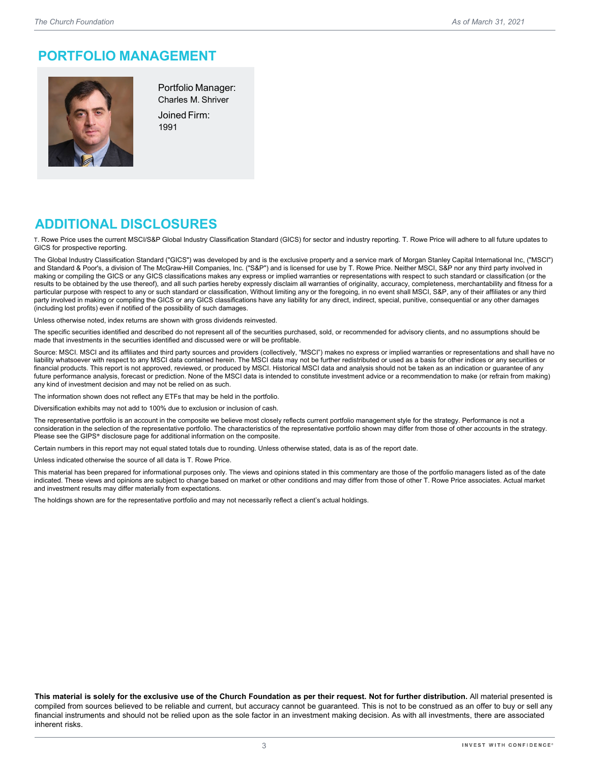## PORTFOLIO MANAGEMENT

Portfolio Manager:
Charles M. Shriver

Joined Firm:
1991

## ADDITIONAL DISCLOSURES

T. Rowe Price uses the current MSCI/S&P Global Industry Classification Standard (GICS) for sector and industry reporting. T. Rowe Price will adhere to all future updates to GICS for prospective reporting.

The Global Industry Classification Standard ("GICS") was developed by and is the exclusive property and a service mark of Morgan Stanley Capital International Inc, ("MSCI") and Standard & Poor's, a division of The McGraw-Hill Companies, Inc. ("S&P") and is licensed for use by T. Rowe Price. Neither MSCI, S&P nor any third party involved in making or compiling the GICS or any GICS classifications makes any express or implied warranties or representations with respect to such standard or classification (or the results to be obtained by the use thereof), and all such parties hereby expressly disclaim all warranties of originality, accuracy, completeness, merchantability and fitness for a particular purpose with respect to any or such standard or classification, Without limiting any or the foregoing, in no event shall MSCI, S&P, any of their affiliates or any third party involved in making or compiling the GICS or any GICS classifications have any liability for any direct, indirect, special, punitive, consequential or any other damages (including lost profits) even if notified of the possibility of such damages.

Unless otherwise noted, index returns are shown with gross dividends reinvested.

The specific securities identified and described do not represent all of the securities purchased, sold, or recommended for advisory clients, and no assumptions should be made that investments in the securities identified and discussed were or will be profitable.

Source: MSCI. MSCI and its affiliates and third party sources and providers (collectively, "MSCI") makes no express or implied warranties or representations and shall have no liability whatsoever with respect to any MSCI data contained herein. The MSCI data may not be further redistributed or used as a basis for other indices or any securities or financial products. This report is not approved, reviewed, or produced by MSCI. Historical MSCI data and analysis should not be taken as an indication or guarantee of any future performance analysis, forecast or prediction. None of the MSCI data is intended to constitute investment advice or a recommendation to make (or refrain from making) any kind of investment decision and may not be relied on as such.

The information shown does not reflect any ETFs that may be held in the portfolio.

Diversification exhibits may not add to 100% due to exclusion or inclusion of cash.

The representative portfolio is an account in the composite we believe most closely reflects current portfolio management style for the strategy. Performance is not a consideration in the selection of the representative portfolio. The characteristics of the representative portfolio shown may differ from those of other accounts in the strategy. Please see the GIPS® disclosure page for additional information on the composite.

Certain numbers in this report may not equal stated totals due to rounding. Unless otherwise stated, data is as of the report date.

Unless indicated otherwise the source of all data is T. Rowe Price.

This material has been prepared for informational purposes only. The views and opinions stated in this commentary are those of the portfolio managers listed as of the date indicated. These views and opinions are subject to change based on market or other conditions and may differ from those of other T. Rowe Price associates. Actual market and investment results may differ materially from expectations.

The holdings shown are for the representative portfolio and may not necessarily reflect a client's actual holdings.

**This material is solely for the exclusive use of the Church Foundation as per their request. Not for further distribution.** All material presented is compiled from sources believed to be reliable and current, but accuracy cannot be guaranteed. This is not to be construed as an offer to buy or sell any financial instruments and should not be relied upon as the sole factor in an investment making decision. As with all investments, there are associated inherent risks.